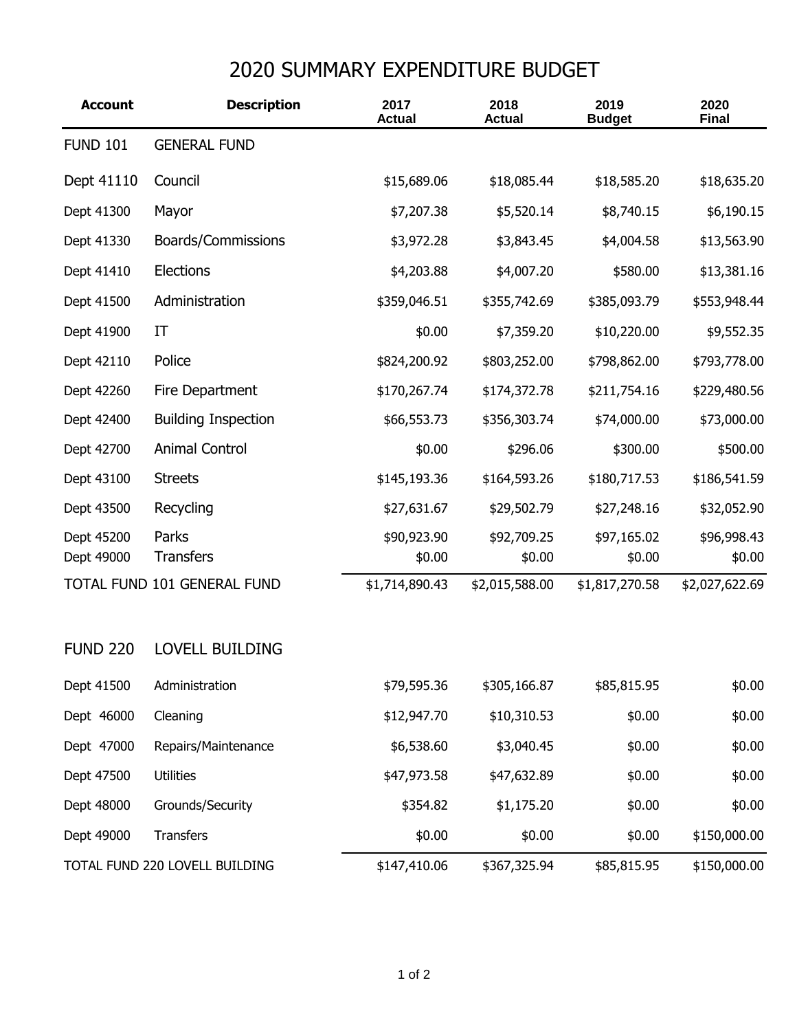# 2020 SUMMARY EXPENDITURE BUDGET

| Account | Description | 2017 Actual | 2018 Actual | 2019 Budget | 2020 Final |
|---|---|---|---|---|---|
| FUND 101 | GENERAL FUND | | | | |
| Dept 41110 | Council | $15,689.06 | $18,085.44 | $18,585.20 | $18,635.20 |
| Dept 41300 | Mayor | $7,207.38 | $5,520.14 | $8,740.15 | $6,190.15 |
| Dept 41330 | Boards/Commissions | $3,972.28 | $3,843.45 | $4,004.58 | $13,563.90 |
| Dept 41410 | Elections | $4,203.88 | $4,007.20 | $580.00 | $13,381.16 |
| Dept 41500 | Administration | $359,046.51 | $355,742.69 | $385,093.79 | $553,948.44 |
| Dept 41900 | IT | $0.00 | $7,359.20 | $10,220.00 | $9,552.35 |
| Dept 42110 | Police | $824,200.92 | $803,252.00 | $798,862.00 | $793,778.00 |
| Dept 42260 | Fire Department | $170,267.74 | $174,372.78 | $211,754.16 | $229,480.56 |
| Dept 42400 | Building Inspection | $66,553.73 | $356,303.74 | $74,000.00 | $73,000.00 |
| Dept 42700 | Animal Control | $0.00 | $296.06 | $300.00 | $500.00 |
| Dept 43100 | Streets | $145,193.36 | $164,593.26 | $180,717.53 | $186,541.59 |
| Dept 43500 | Recycling | $27,631.67 | $29,502.79 | $27,248.16 | $32,052.90 |
| Dept 45200 | Parks | $90,923.90 | $92,709.25 | $97,165.02 | $96,998.43 |
| Dept 49000 | Transfers | $0.00 | $0.00 | $0.00 | $0.00 |
| TOTAL FUND 101 GENERAL FUND | | $1,714,890.43 | $2,015,588.00 | $1,817,270.58 | $2,027,622.69 |
| | | | | | |
| FUND 220 | LOVELL BUILDING | | | | |
| Dept 41500 | Administration | $79,595.36 | $305,166.87 | $85,815.95 | $0.00 |
| Dept 46000 | Cleaning | $12,947.70 | $10,310.53 | $0.00 | $0.00 |
| Dept 47000 | Repairs/Maintenance | $6,538.60 | $3,040.45 | $0.00 | $0.00 |
| Dept 47500 | Utilities | $47,973.58 | $47,632.89 | $0.00 | $0.00 |
| Dept 48000 | Grounds/Security | $354.82 | $1,175.20 | $0.00 | $0.00 |
| Dept 49000 | Transfers | $0.00 | $0.00 | $0.00 | $150,000.00 |
| TOTAL FUND 220 LOVELL BUILDING | | $147,410.06 | $367,325.94 | $85,815.95 | $150,000.00 |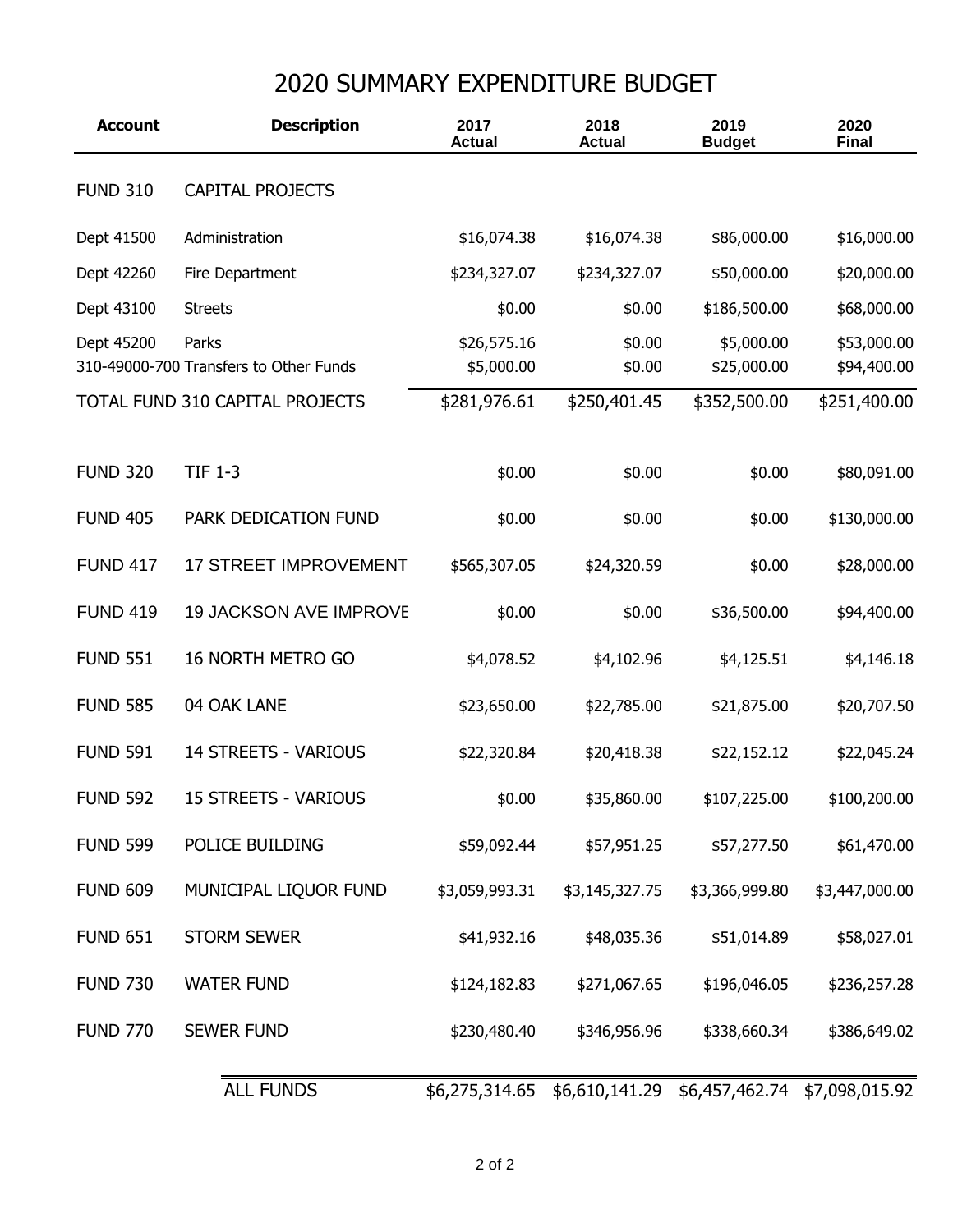# 2020 SUMMARY EXPENDITURE BUDGET

| Account | Description | 2017 Actual | 2018 Actual | 2019 Budget | 2020 Final |
|---|---|---|---|---|---|
| FUND 310 | CAPITAL PROJECTS | | | | |
| Dept 41500 | Administration | $16,074.38 | $16,074.38 | $86,000.00 | $16,000.00 |
| Dept 42260 | Fire Department | $234,327.07 | $234,327.07 | $50,000.00 | $20,000.00 |
| Dept 43100 | Streets | $0.00 | $0.00 | $186,500.00 | $68,000.00 |
| Dept 45200 | Parks | $26,575.16 | $0.00 | $5,000.00 | $53,000.00 |
| 310-49000-700 | Transfers to Other Funds | $5,000.00 | $0.00 | $25,000.00 | $94,400.00 |
| TOTAL FUND 310 CAPITAL PROJECTS | | $281,976.61 | $250,401.45 | $352,500.00 | $251,400.00 |
| FUND 320 | TIF 1-3 | $0.00 | $0.00 | $0.00 | $80,091.00 |
| FUND 405 | PARK DEDICATION FUND | $0.00 | $0.00 | $0.00 | $130,000.00 |
| FUND 417 | 17 STREET IMPROVEMENT | $565,307.05 | $24,320.59 | $0.00 | $28,000.00 |
| FUND 419 | 19 JACKSON AVE IMPROVE | $0.00 | $0.00 | $36,500.00 | $94,400.00 |
| FUND 551 | 16 NORTH METRO GO | $4,078.52 | $4,102.96 | $4,125.51 | $4,146.18 |
| FUND 585 | 04 OAK LANE | $23,650.00 | $22,785.00 | $21,875.00 | $20,707.50 |
| FUND 591 | 14 STREETS - VARIOUS | $22,320.84 | $20,418.38 | $22,152.12 | $22,045.24 |
| FUND 592 | 15 STREETS - VARIOUS | $0.00 | $35,860.00 | $107,225.00 | $100,200.00 |
| FUND 599 | POLICE BUILDING | $59,092.44 | $57,951.25 | $57,277.50 | $61,470.00 |
| FUND 609 | MUNICIPAL LIQUOR FUND | $3,059,993.31 | $3,145,327.75 | $3,366,999.80 | $3,447,000.00 |
| FUND 651 | STORM SEWER | $41,932.16 | $48,035.36 | $51,014.89 | $58,027.01 |
| FUND 730 | WATER FUND | $124,182.83 | $271,067.65 | $196,046.05 | $236,257.28 |
| FUND 770 | SEWER FUND | $230,480.40 | $346,956.96 | $338,660.34 | $386,649.02 |
| | ALL FUNDS | $6,275,314.65 | $6,610,141.29 | $6,457,462.74 | $7,098,015.92 |